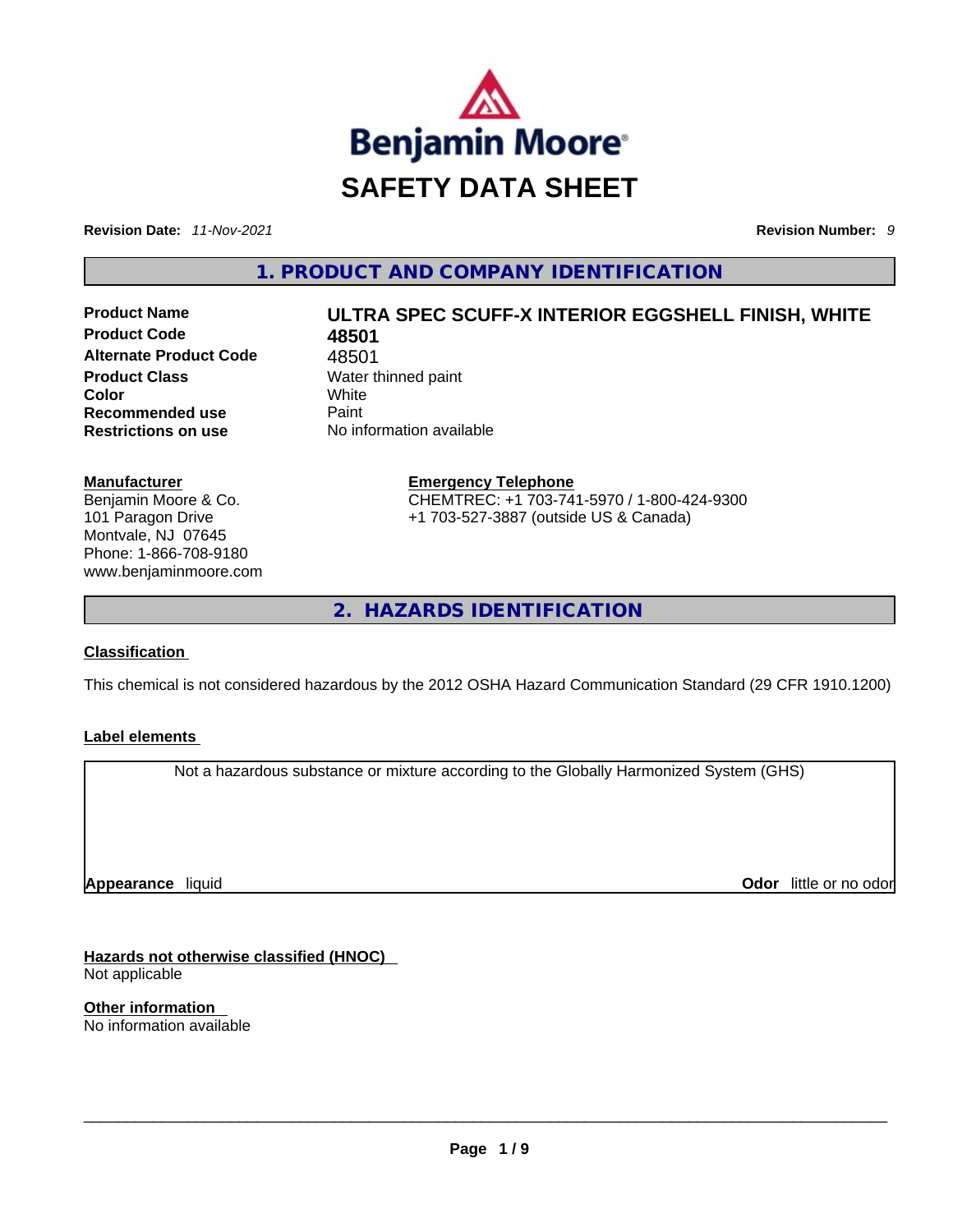Benjamin Moore®

# SAFETY DATA SHEET

**Revision Date:** *11-Nov-2021* **Revision Number:** *9*

## 1. PRODUCT AND COMPANY IDENTIFICATION

| | |
|---|---|
| **Product Name** | **ULTRA SPEC SCUFF-X INTERIOR EGGSHELL FINISH, WHITE** |
| **Product Code** | **48501** |
| **Alternate Product Code** | 48501 |
| **Product Class** | Water thinned paint |
| **Color** | White |
| **Recommended use** | Paint |
| **Restrictions on use** | No information available |

**Manufacturer**
Benjamin Moore & Co.
101 Paragon Drive
Montvale, NJ 07645
Phone: 1-866-708-9180
www.benjaminmoore.com

**Emergency Telephone**
CHEMTREC: +1 703-741-5970 / 1-800-424-9300
+1 703-527-3887 (outside US & Canada)

## 2. HAZARDS IDENTIFICATION

**Classification**

This chemical is not considered hazardous by the 2012 OSHA Hazard Communication Standard (29 CFR 1910.1200)

**Label elements**

Not a hazardous substance or mixture according to the Globally Harmonized System (GHS)

**Appearance** liquid **Odor** little or no odor

**Hazards not otherwise classified (HNOC)**
Not applicable

**Other information**
No information available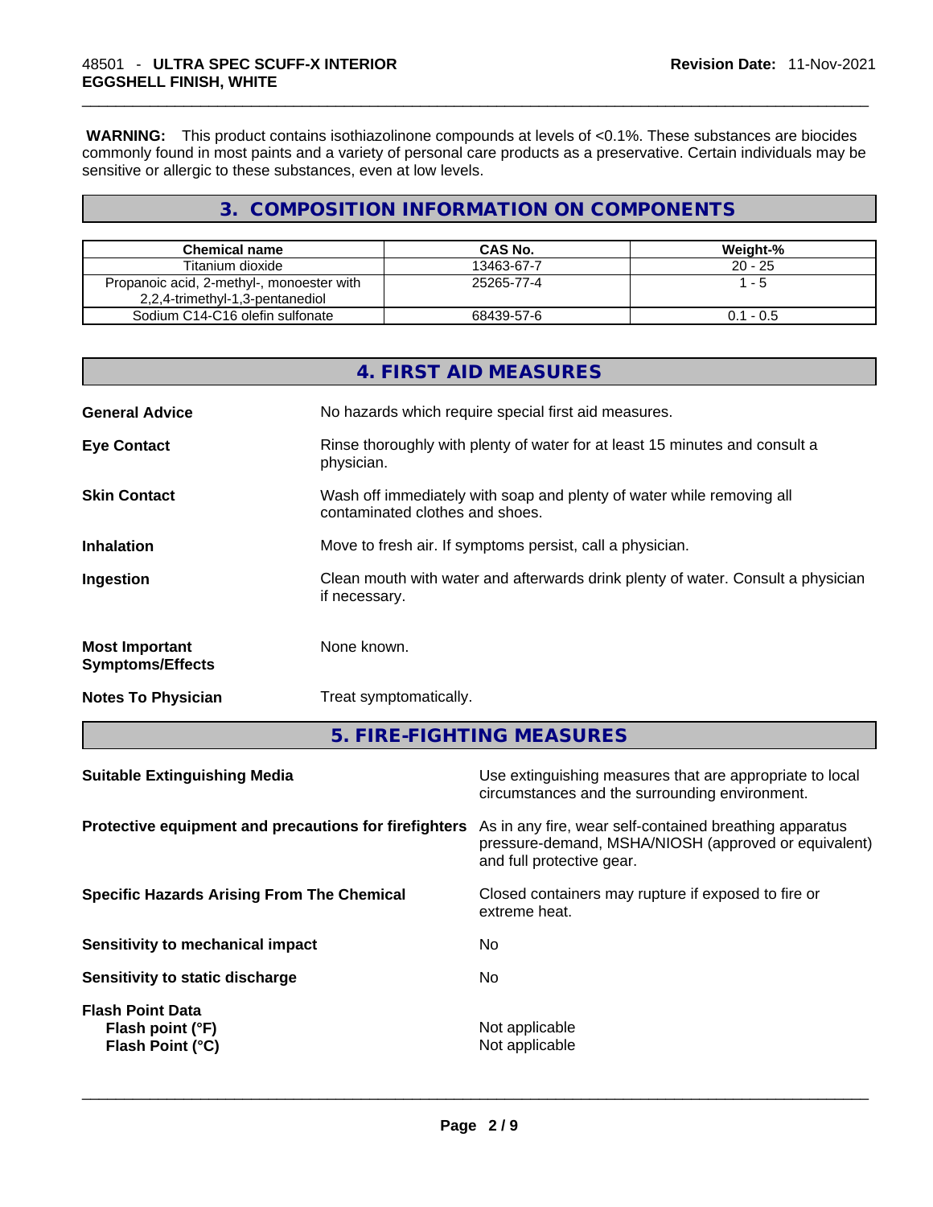**WARNING:** This product contains isothiazolinone compounds at levels of <0.1%. These substances are biocides commonly found in most paints and a variety of personal care products as a preservative. Certain individuals may be sensitive or allergic to these substances, even at low levels.

## 3. COMPOSITION INFORMATION ON COMPONENTS

| Chemical name | CAS No. | Weight-% |
|---|---|---|
| Titanium dioxide | 13463-67-7 | 20 - 25 |
| Propanoic acid, 2-methyl-, monoester with 2,2,4-trimethyl-1,3-pentanediol | 25265-77-4 | 1 - 5 |
| Sodium C14-C16 olefin sulfonate | 68439-57-6 | 0.1 - 0.5 |

## 4. FIRST AID MEASURES

**General Advice**
No hazards which require special first aid measures.

**Eye Contact**
Rinse thoroughly with plenty of water for at least 15 minutes and consult a physician.

**Skin Contact**
Wash off immediately with soap and plenty of water while removing all contaminated clothes and shoes.

**Inhalation**
Move to fresh air. If symptoms persist, call a physician.

**Ingestion**
Clean mouth with water and afterwards drink plenty of water. Consult a physician if necessary.

**Most Important Symptoms/Effects**
None known.

**Notes To Physician**
Treat symptomatically.

## 5. FIRE-FIGHTING MEASURES

**Suitable Extinguishing Media**
Use extinguishing measures that are appropriate to local circumstances and the surrounding environment.

**Protective equipment and precautions for firefighters**
As in any fire, wear self-contained breathing apparatus pressure-demand, MSHA/NIOSH (approved or equivalent) and full protective gear.

**Specific Hazards Arising From The Chemical**
Closed containers may rupture if exposed to fire or extreme heat.

**Sensitivity to mechanical impact**
No

**Sensitivity to static discharge**
No

**Flash Point Data**
**Flash point (°F)** Not applicable
**Flash Point (°C)** Not applicable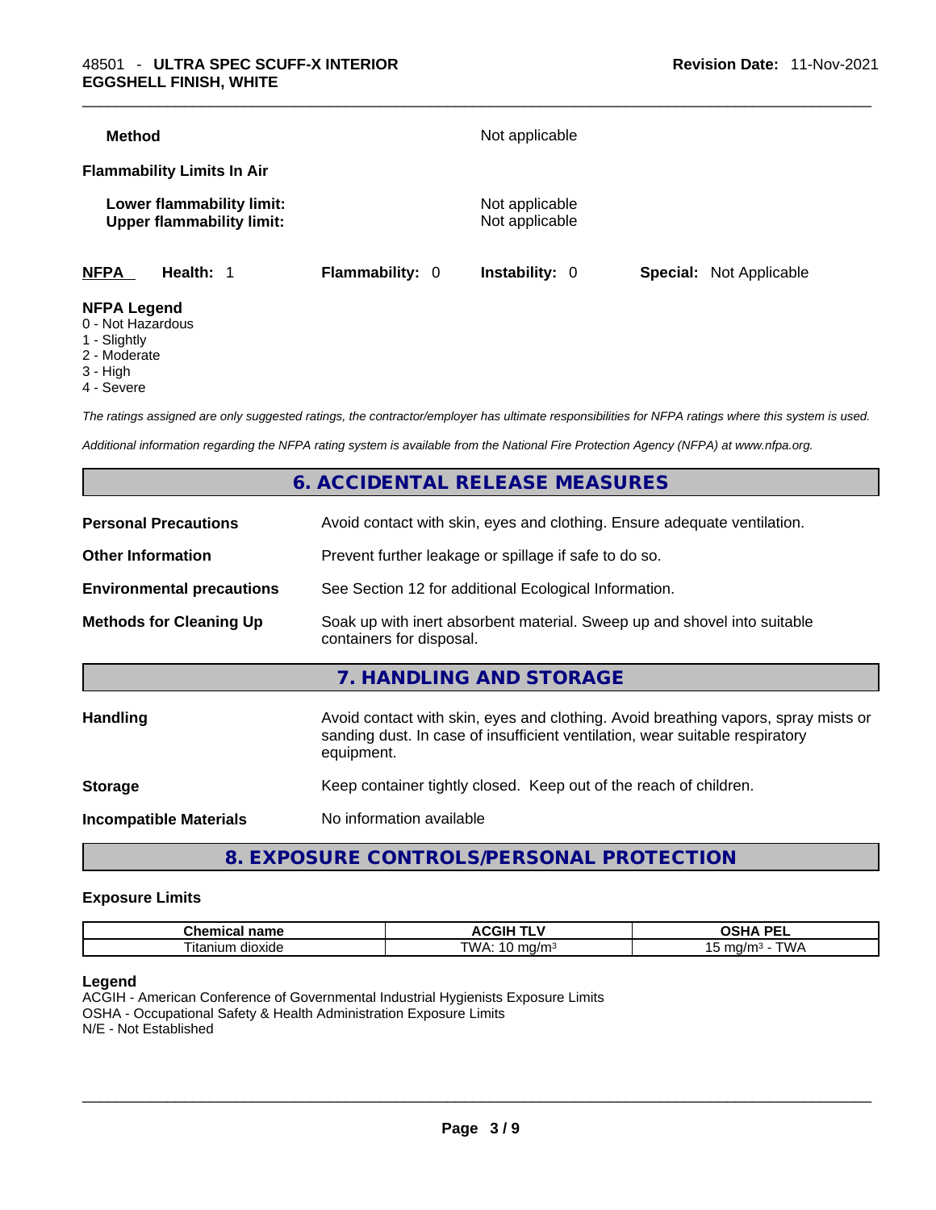**Method** Not applicable

**Flammability Limits In Air**

**Lower flammability limit:** Not applicable
**Upper flammability limit:** Not applicable

| **NFPA** | **Health:** 1 | **Flammability:** 0 | **Instability:** 0 | **Special:** Not Applicable |
|---|---|---|---|---|

**NFPA Legend**
0 - Not Hazardous
1 - Slightly
2 - Moderate
3 - High
4 - Severe

*The ratings assigned are only suggested ratings, the contractor/employer has ultimate responsibilities for NFPA ratings where this system is used.*

*Additional information regarding the NFPA rating system is available from the National Fire Protection Agency (NFPA) at www.nfpa.org.*

## 6. ACCIDENTAL RELEASE MEASURES

**Personal Precautions** Avoid contact with skin, eyes and clothing. Ensure adequate ventilation.

**Other Information** Prevent further leakage or spillage if safe to do so.

**Environmental precautions** See Section 12 for additional Ecological Information.

**Methods for Cleaning Up** Soak up with inert absorbent material. Sweep up and shovel into suitable containers for disposal.

## 7. HANDLING AND STORAGE

**Handling** Avoid contact with skin, eyes and clothing. Avoid breathing vapors, spray mists or sanding dust. In case of insufficient ventilation, wear suitable respiratory equipment.

**Storage** Keep container tightly closed. Keep out of the reach of children.

**Incompatible Materials** No information available

## 8. EXPOSURE CONTROLS/PERSONAL PROTECTION

### Exposure Limits

| Chemical name | ACGIH TLV | OSHA PEL |
|---|---|---|
| Titanium dioxide | TWA: 10 mg/m³ | 15 mg/m³ - TWA |

**Legend**
ACGIH - American Conference of Governmental Industrial Hygienists Exposure Limits
OSHA - Occupational Safety & Health Administration Exposure Limits
N/E - Not Established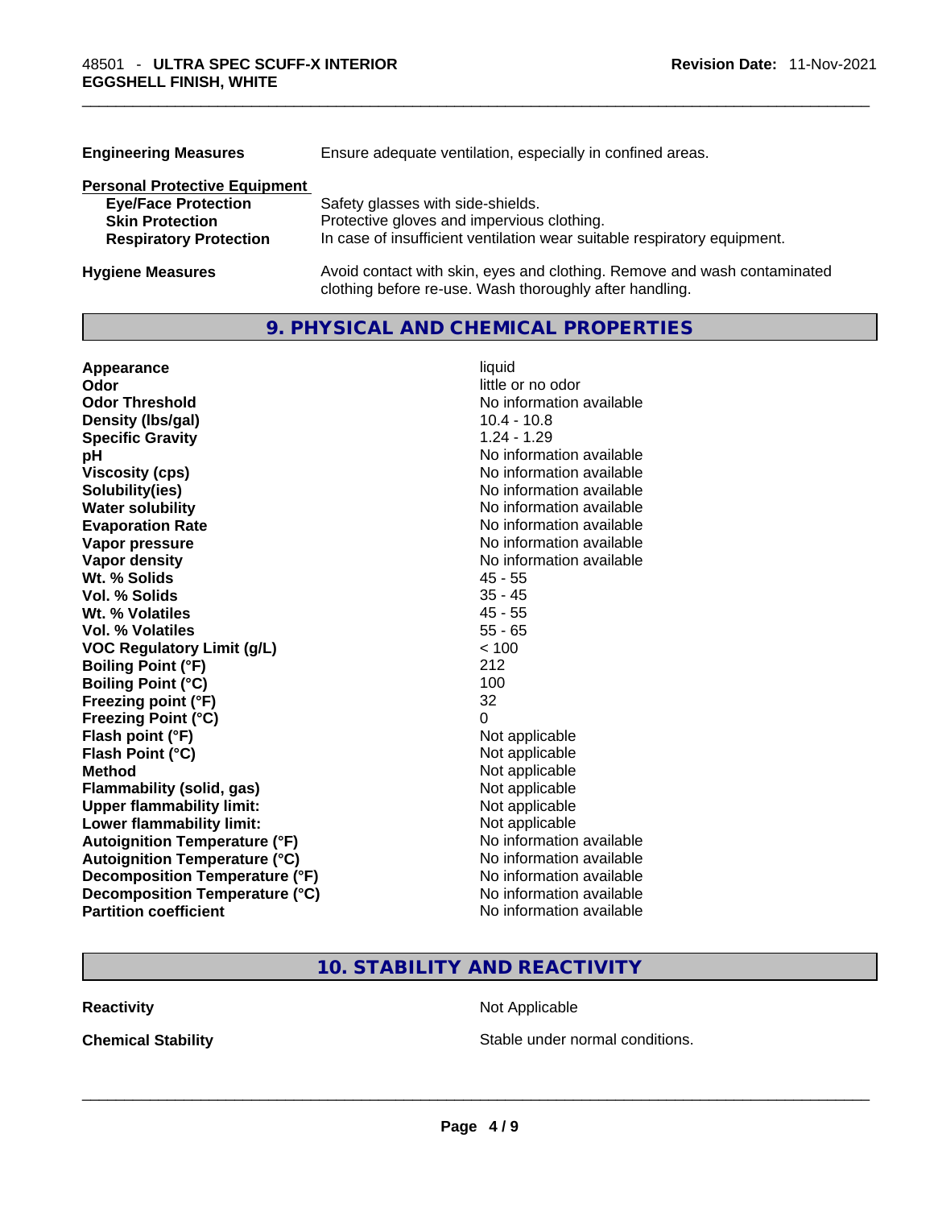| | |
|---|---|
| **Engineering Measures** | Ensure adequate ventilation, especially in confined areas. |

**Personal Protective Equipment**

| | |
|---|---|
| **Eye/Face Protection** | Safety glasses with side-shields. |
| **Skin Protection** | Protective gloves and impervious clothing. |
| **Respiratory Protection** | In case of insufficient ventilation wear suitable respiratory equipment. |

| | |
|---|---|
| **Hygiene Measures** | Avoid contact with skin, eyes and clothing. Remove and wash contaminated clothing before re-use. Wash thoroughly after handling. |

## 9. PHYSICAL AND CHEMICAL PROPERTIES

| | |
|---|---|
| **Appearance** | liquid |
| **Odor** | little or no odor |
| **Odor Threshold** | No information available |
| **Density (lbs/gal)** | 10.4 - 10.8 |
| **Specific Gravity** | 1.24 - 1.29 |
| **pH** | No information available |
| **Viscosity (cps)** | No information available |
| **Solubility(ies)** | No information available |
| **Water solubility** | No information available |
| **Evaporation Rate** | No information available |
| **Vapor pressure** | No information available |
| **Vapor density** | No information available |
| **Wt. % Solids** | 45 - 55 |
| **Vol. % Solids** | 35 - 45 |
| **Wt. % Volatiles** | 45 - 55 |
| **Vol. % Volatiles** | 55 - 65 |
| **VOC Regulatory Limit (g/L)** | < 100 |
| **Boiling Point (°F)** | 212 |
| **Boiling Point (°C)** | 100 |
| **Freezing point (°F)** | 32 |
| **Freezing Point (°C)** | 0 |
| **Flash point (°F)** | Not applicable |
| **Flash Point (°C)** | Not applicable |
| **Method** | Not applicable |
| **Flammability (solid, gas)** | Not applicable |
| **Upper flammability limit:** | Not applicable |
| **Lower flammability limit:** | Not applicable |
| **Autoignition Temperature (°F)** | No information available |
| **Autoignition Temperature (°C)** | No information available |
| **Decomposition Temperature (°F)** | No information available |
| **Decomposition Temperature (°C)** | No information available |
| **Partition coefficient** | No information available |

## 10. STABILITY AND REACTIVITY

| | |
|---|---|
| **Reactivity** | Not Applicable |
| **Chemical Stability** | Stable under normal conditions. |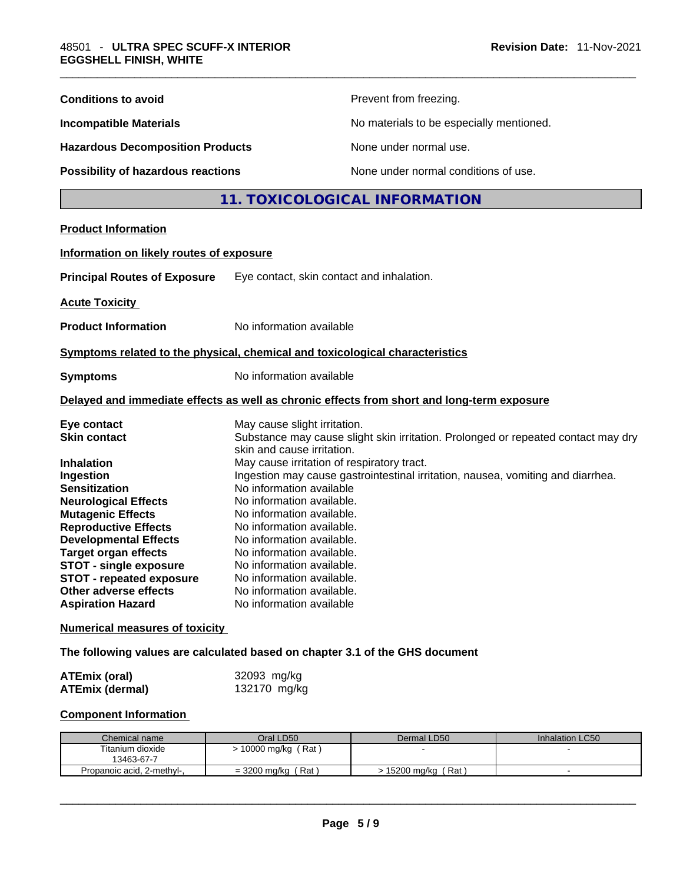| | |
|---|---|
| **Conditions to avoid** | Prevent from freezing. |
| **Incompatible Materials** | No materials to be especially mentioned. |
| **Hazardous Decomposition Products** | None under normal use. |
| **Possibility of hazardous reactions** | None under normal conditions of use. |

## 11. TOXICOLOGICAL INFORMATION

**Product Information**

**Information on likely routes of exposure**

**Principal Routes of Exposure** Eye contact, skin contact and inhalation.

**Acute Toxicity**

**Product Information** No information available

**Symptoms related to the physical, chemical and toxicological characteristics**

**Symptoms** No information available

**Delayed and immediate effects as well as chronic effects from short and long-term exposure**

| | |
|---|---|
| **Eye contact** | May cause slight irritation. |
| **Skin contact** | Substance may cause slight skin irritation. Prolonged or repeated contact may dry skin and cause irritation. |
| **Inhalation** | May cause irritation of respiratory tract. |
| **Ingestion** | Ingestion may cause gastrointestinal irritation, nausea, vomiting and diarrhea. |
| **Sensitization** | No information available |
| **Neurological Effects** | No information available. |
| **Mutagenic Effects** | No information available. |
| **Reproductive Effects** | No information available. |
| **Developmental Effects** | No information available. |
| **Target organ effects** | No information available. |
| **STOT - single exposure** | No information available. |
| **STOT - repeated exposure** | No information available. |
| **Other adverse effects** | No information available. |
| **Aspiration Hazard** | No information available |

**Numerical measures of toxicity**

**The following values are calculated based on chapter 3.1 of the GHS document**

| | |
|---|---|
| **ATEmix (oral)** | 32093 mg/kg |
| **ATEmix (dermal)** | 132170 mg/kg |

**Component Information**

| Chemical name | Oral LD50 | Dermal LD50 | Inhalation LC50 |
|---|---|---|---|
| Titanium dioxide 13463-67-7 | > 10000 mg/kg ( Rat ) | - | - |
| Propanoic acid, 2-methyl-, | = 3200 mg/kg ( Rat ) | > 15200 mg/kg ( Rat ) | - |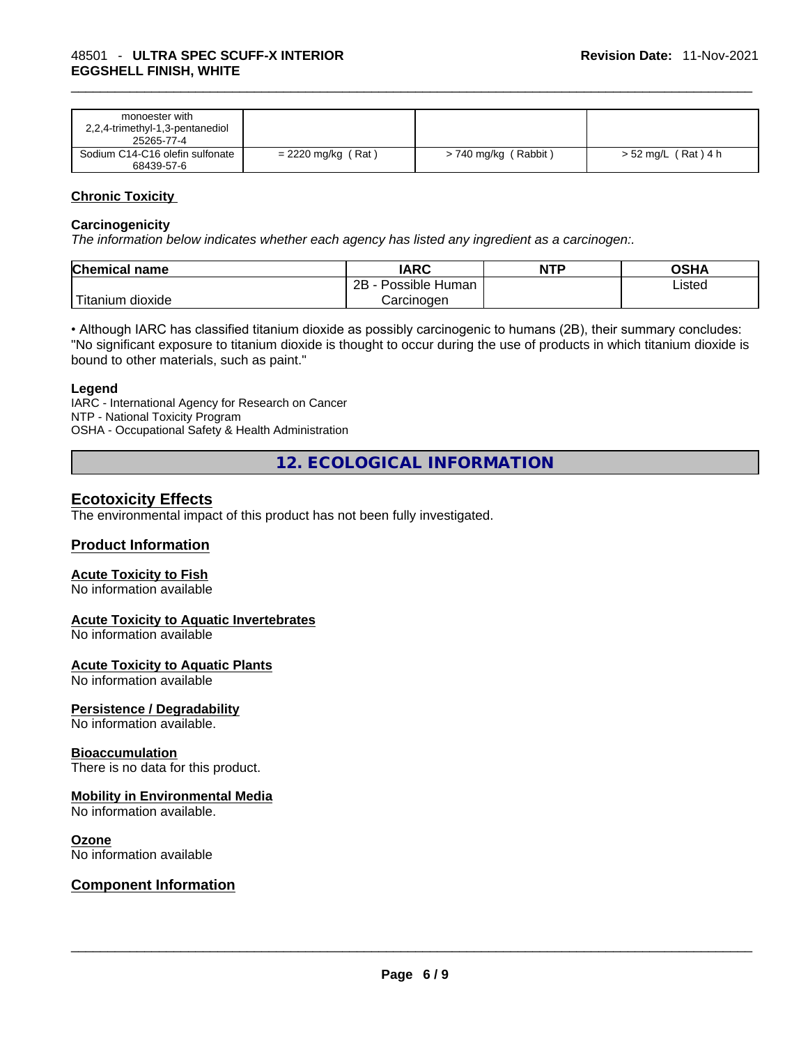| monoester with 2,2,4-trimethyl-1,3-pentanediol 25265-77-4 | | | |
|---|---|---|---|
| Sodium C14-C16 olefin sulfonate 68439-57-6 | = 2220 mg/kg ( Rat ) | > 740 mg/kg ( Rabbit ) | > 52 mg/L ( Rat ) 4 h |

### Chronic Toxicity

**Carcinogenicity**

*The information below indicates whether each agency has listed any ingredient as a carcinogen:.*

| Chemical name | IARC | NTP | OSHA |
|---|---|---|---|
| Titanium dioxide | 2B - Possible Human Carcinogen | | Listed |

• Although IARC has classified titanium dioxide as possibly carcinogenic to humans (2B), their summary concludes: "No significant exposure to titanium dioxide is thought to occur during the use of products in which titanium dioxide is bound to other materials, such as paint."

**Legend**

IARC - International Agency for Research on Cancer
NTP - National Toxicity Program
OSHA - Occupational Safety & Health Administration

## 12. ECOLOGICAL INFORMATION

### Ecotoxicity Effects

The environmental impact of this product has not been fully investigated.

### Product Information

**Acute Toxicity to Fish**
No information available

**Acute Toxicity to Aquatic Invertebrates**
No information available

**Acute Toxicity to Aquatic Plants**
No information available

**Persistence / Degradability**
No information available.

**Bioaccumulation**
There is no data for this product.

**Mobility in Environmental Media**
No information available.

**Ozone**
No information available

### Component Information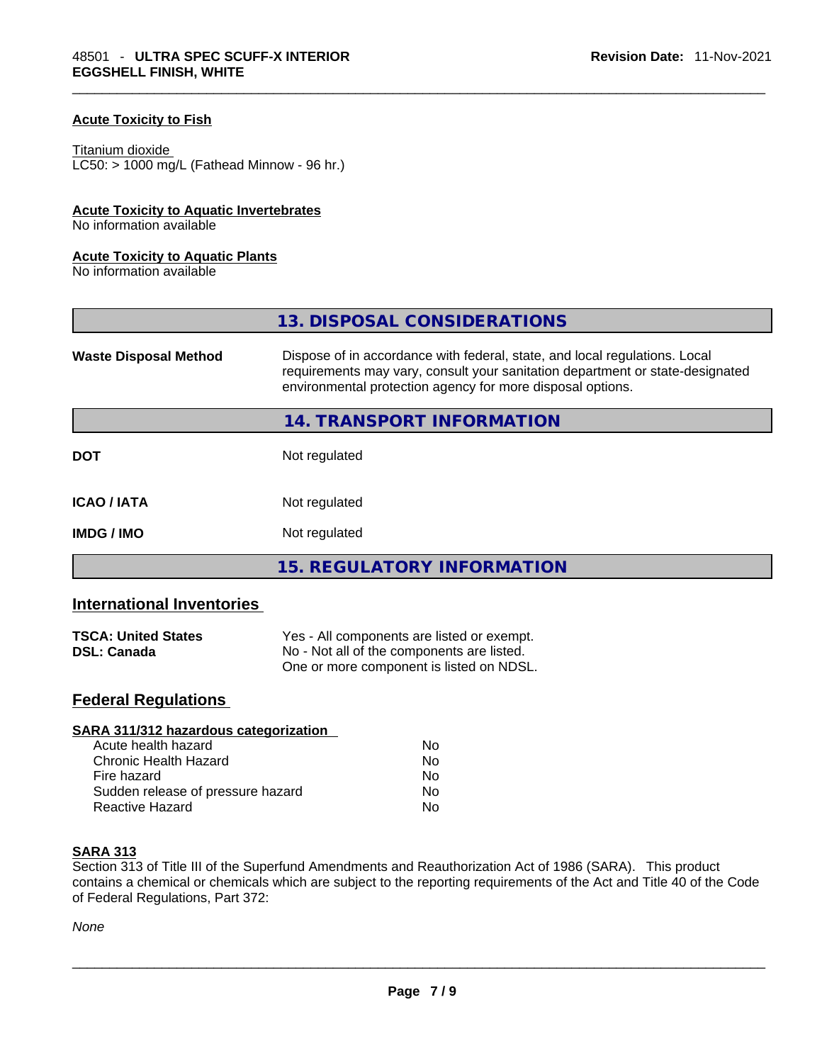#### Acute Toxicity to Fish

Titanium dioxide
LC50: > 1000 mg/L (Fathead Minnow - 96 hr.)

#### Acute Toxicity to Aquatic Invertebrates

No information available

#### Acute Toxicity to Aquatic Plants

No information available

## 13. DISPOSAL CONSIDERATIONS

| | |
|---|---|
| **Waste Disposal Method** | Dispose of in accordance with federal, state, and local regulations. Local requirements may vary, consult your sanitation department or state-designated environmental protection agency for more disposal options. |

## 14. TRANSPORT INFORMATION

| | |
|---|---|
| **DOT** | Not regulated |
| **ICAO / IATA** | Not regulated |
| **IMDG / IMO** | Not regulated |

## 15. REGULATORY INFORMATION

### International Inventories

| | |
|---|---|
| **TSCA: United States** | Yes - All components are listed or exempt. |
| **DSL: Canada** | No - Not all of the components are listed. One or more component is listed on NDSL. |

### Federal Regulations

#### SARA 311/312 hazardous categorization

| | |
|---|---|
| Acute health hazard | No |
| Chronic Health Hazard | No |
| Fire hazard | No |
| Sudden release of pressure hazard | No |
| Reactive Hazard | No |

#### SARA 313

Section 313 of Title III of the Superfund Amendments and Reauthorization Act of 1986 (SARA). This product contains a chemical or chemicals which are subject to the reporting requirements of the Act and Title 40 of the Code of Federal Regulations, Part 372:

*None*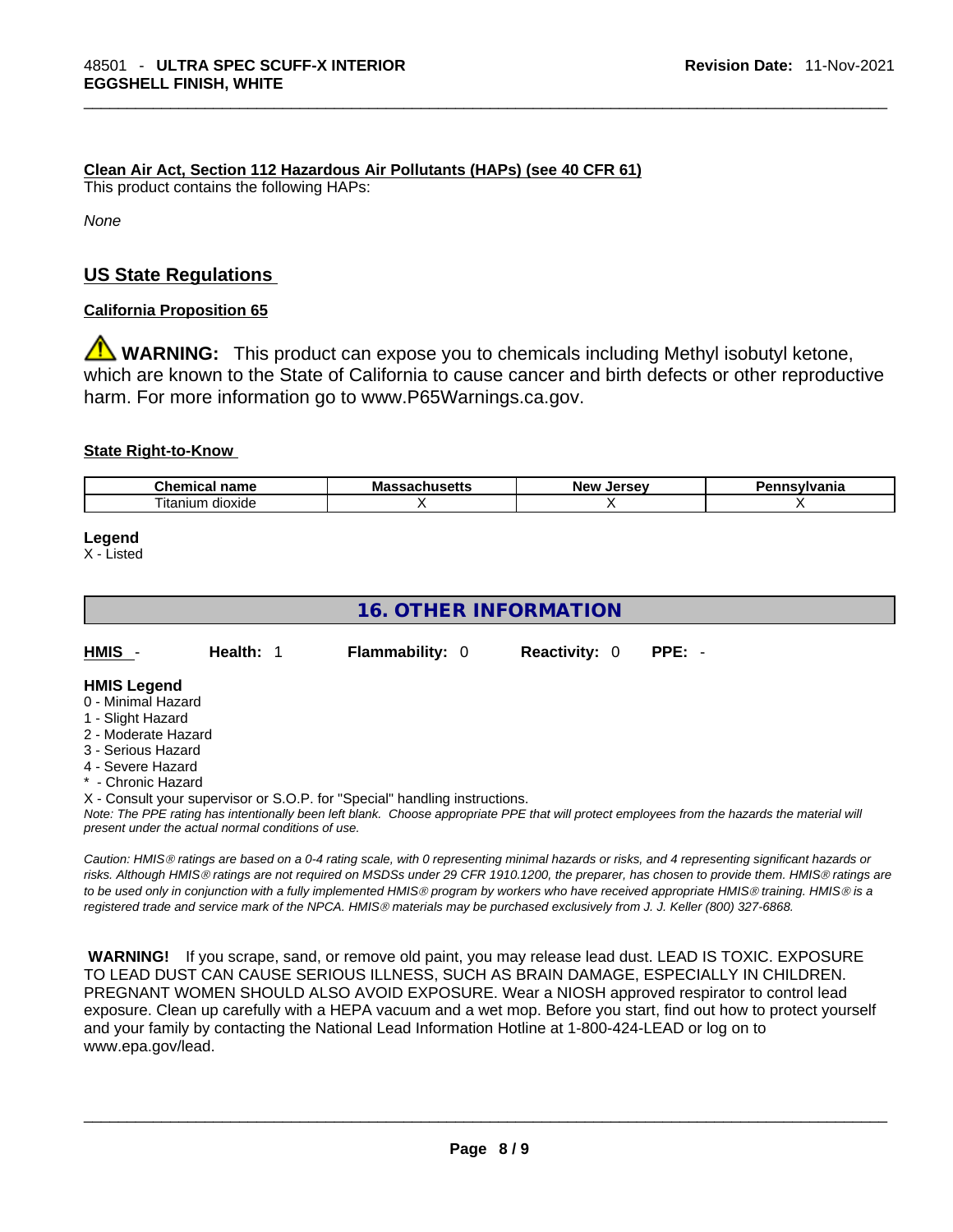**Clean Air Act, Section 112 Hazardous Air Pollutants (HAPs) (see 40 CFR 61)**

This product contains the following HAPs:

*None*

## US State Regulations

**California Proposition 65**

⚠ **WARNING:** This product can expose you to chemicals including Methyl isobutyl ketone, which are known to the State of California to cause cancer and birth defects or other reproductive harm. For more information go to www.P65Warnings.ca.gov.

**State Right-to-Know**

| Chemical name | Massachusetts | New Jersey | Pennsylvania |
|---|---|---|---|
| Titanium dioxide | X | X | X |

**Legend**

X - Listed

## 16. OTHER INFORMATION

| HMIS - | Health: 1 | Flammability: 0 | Reactivity: 0 | PPE: - |
|---|---|---|---|---|

**HMIS Legend**

0 - Minimal Hazard
1 - Slight Hazard
2 - Moderate Hazard
3 - Serious Hazard
4 - Severe Hazard
* - Chronic Hazard
X - Consult your supervisor or S.O.P. for "Special" handling instructions.

*Note: The PPE rating has intentionally been left blank. Choose appropriate PPE that will protect employees from the hazards the material will present under the actual normal conditions of use.*

*Caution: HMIS® ratings are based on a 0-4 rating scale, with 0 representing minimal hazards or risks, and 4 representing significant hazards or risks. Although HMIS® ratings are not required on MSDSs under 29 CFR 1910.1200, the preparer, has chosen to provide them. HMIS® ratings are to be used only in conjunction with a fully implemented HMIS® program by workers who have received appropriate HMIS® training. HMIS® is a registered trade and service mark of the NPCA. HMIS® materials may be purchased exclusively from J. J. Keller (800) 327-6868.*

**WARNING!** If you scrape, sand, or remove old paint, you may release lead dust. LEAD IS TOXIC. EXPOSURE TO LEAD DUST CAN CAUSE SERIOUS ILLNESS, SUCH AS BRAIN DAMAGE, ESPECIALLY IN CHILDREN. PREGNANT WOMEN SHOULD ALSO AVOID EXPOSURE. Wear a NIOSH approved respirator to control lead exposure. Clean up carefully with a HEPA vacuum and a wet mop. Before you start, find out how to protect yourself and your family by contacting the National Lead Information Hotline at 1-800-424-LEAD or log on to www.epa.gov/lead.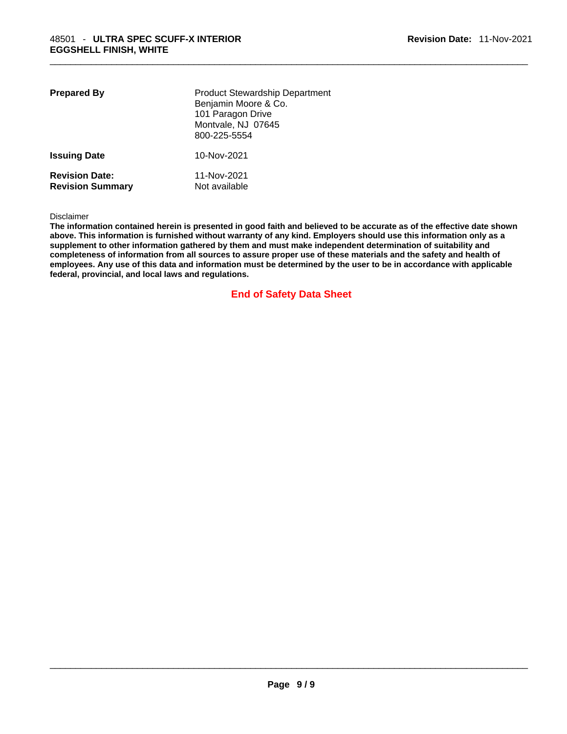| | |
|---|---|
| **Prepared By** | Product Stewardship Department<br>Benjamin Moore & Co.<br>101 Paragon Drive<br>Montvale, NJ 07645<br>800-225-5554 |
| **Issuing Date** | 10-Nov-2021 |
| **Revision Date:** | 11-Nov-2021 |
| **Revision Summary** | Not available |

Disclaimer

**The information contained herein is presented in good faith and believed to be accurate as of the effective date shown above. This information is furnished without warranty of any kind. Employers should use this information only as a supplement to other information gathered by them and must make independent determination of suitability and completeness of information from all sources to assure proper use of these materials and the safety and health of employees. Any use of this data and information must be determined by the user to be in accordance with applicable federal, provincial, and local laws and regulations.**

**End of Safety Data Sheet**